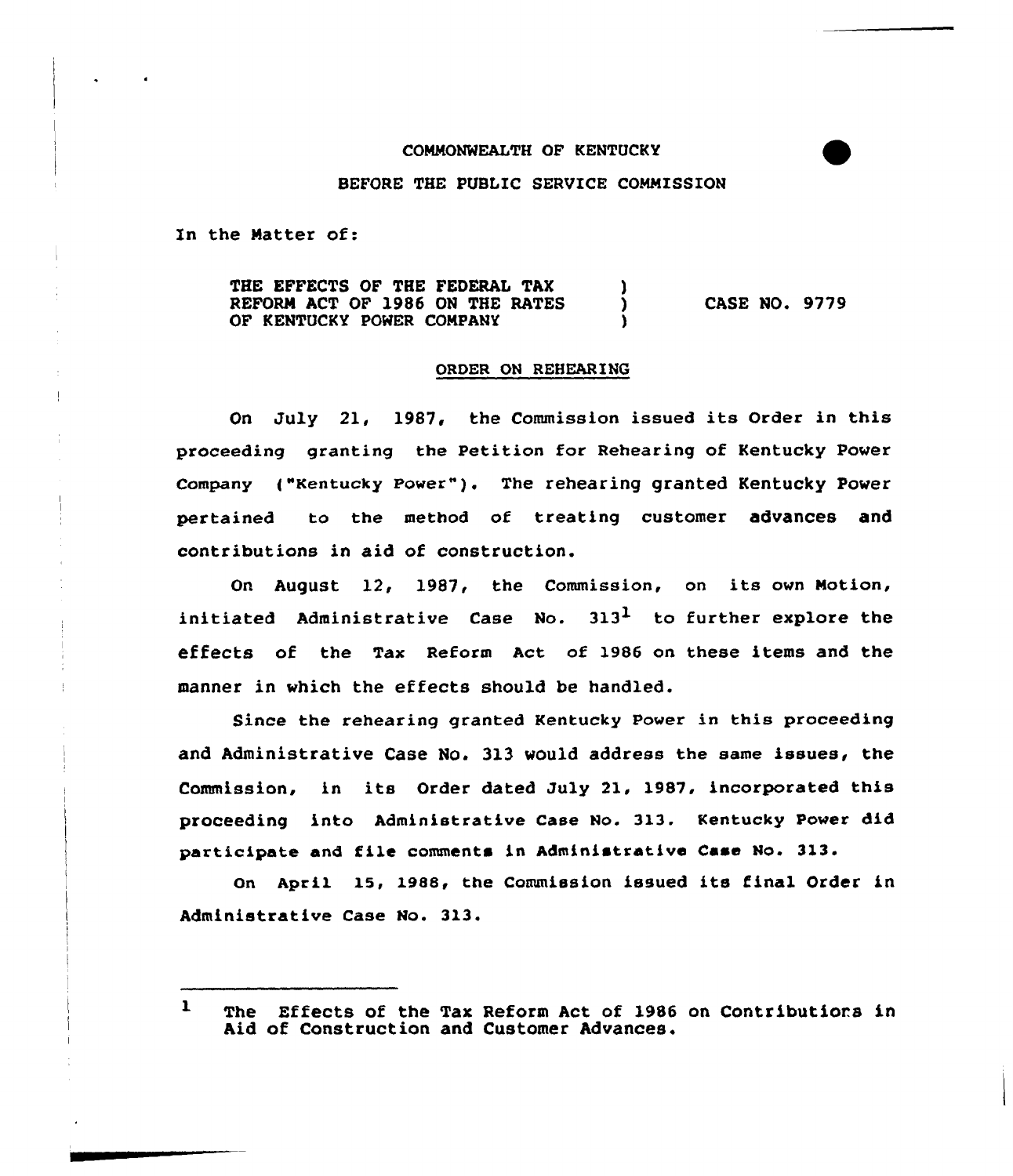COMMONWEALTH OF KENTUCKY

BEFORE THE PUBLIC SERVICE COMMISSION

In the Matter of:

| | | |
|---|---|---|
| THE EFFECTS OF THE FEDERAL TAX REFORM ACT OF 1986 ON THE RATES OF KENTUCKY POWER COMPANY | ) ) ) | CASE NO. 9779 |

ORDER ON REHEARING

On July 21, 1987, the Commission issued its Order in this proceeding granting the Petition for Rehearing of Kentucky Power Company ("Kentucky Power"). The rehearing granted Kentucky Power pertained to the method of treating customer advances and contributions in aid of construction.

On August 12, 1987, the Commission, on its own Motion, initiated Administrative Case No. 313[1] to further explore the effects of the Tax Reform Act of 1986 on these items and the manner in which the effects should be handled.

Since the rehearing granted Kentucky Power in this proceeding and Administrative Case No. 313 would address the same issues, the Commission, in its Order dated July 21, 1987, incorporated this proceeding into Administrative Case No. 313. Kentucky Power did participate and file comments in Administrative Case No. 313.

On April 15, 1988, the Commission issued its final Order in Administrative Case No. 313.

---

[1] The Effects of the Tax Reform Act of 1986 on Contributions in Aid of Construction and Customer Advances.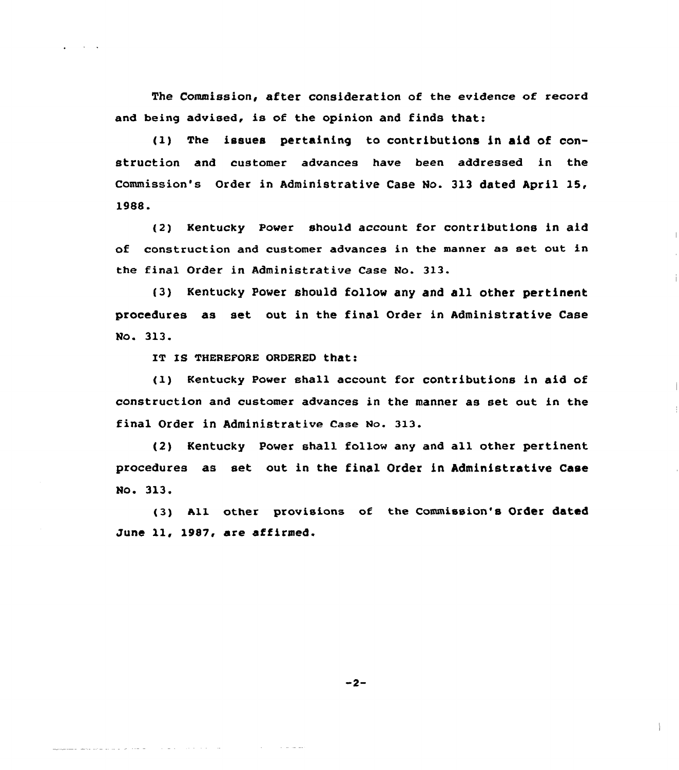The Commission, after consideration of the evidence of record and being advised, is of the opinion and finds that:

(1) The issues pertaining to contributions in aid of construction and customer advances have been addressed in the Commission's Order in Administrative Case No. 313 dated April 15, 1988.

(2) Kentucky Power should account for contributions in aid of construction and customer advances in the manner as set out in the final Order in Administrative Case No. 313.

(3) Kentucky Power should follow any and all other pertinent procedures as set out in the final Order in Administrative Case No. 313.

IT IS THEREFORE ORDERED that:

(1) Kentucky Power shall account for contributions in aid of construction and customer advances in the manner as set out in the final Order in Administrative Case No. 313.

(2) Kentucky Power shall follow any and all other pertinent procedures as set out in the final Order in Administrative Case No. 313.

(3) All other provisions of the Commission's Order dated June 11, 1987, are affirmed.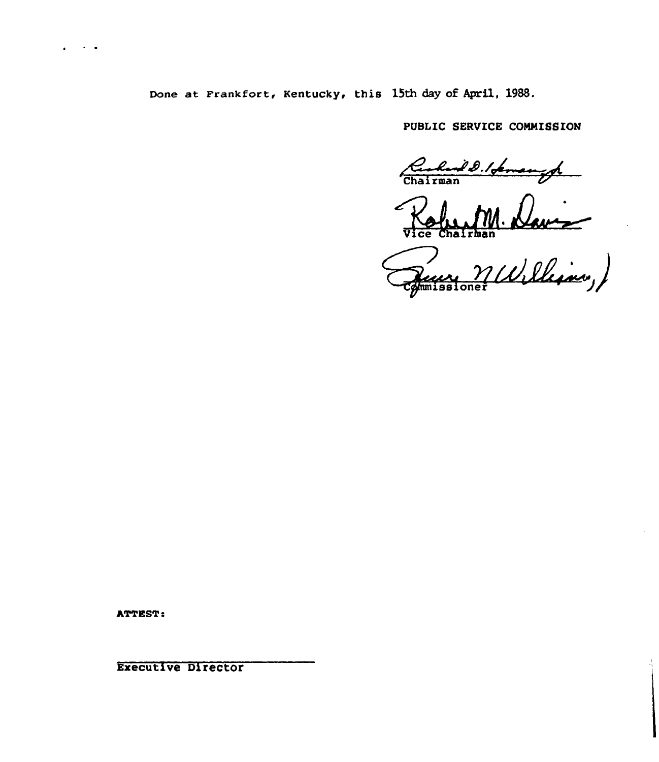Done at Frankfort, Kentucky, this 15th day of April, 1988.

PUBLIC SERVICE COMMISSION

Chairman

Vice Chairman

Commissioner

ATTEST:

Executive Director